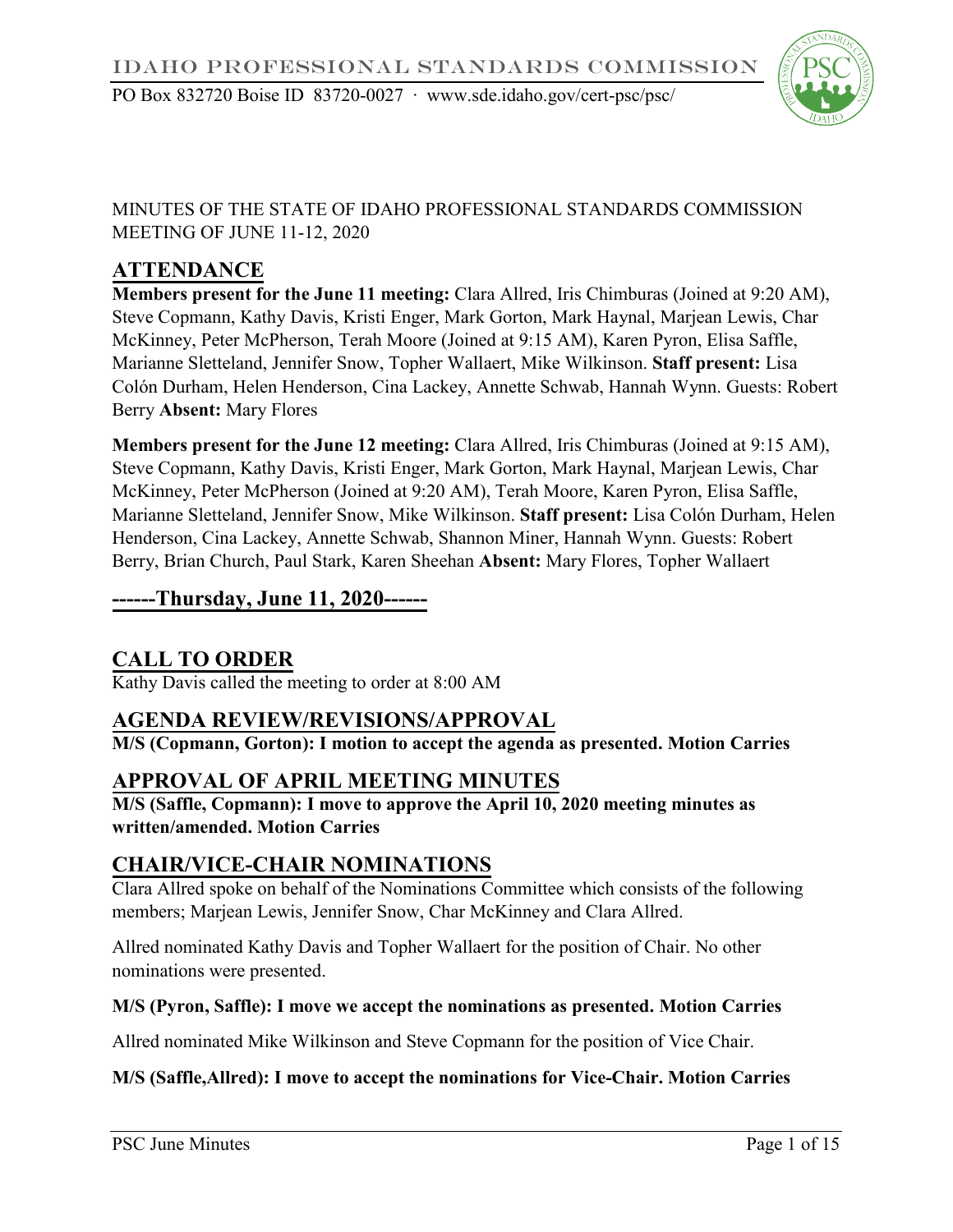MINUTES OF THE STATE OF IDAHO PROFESSIONAL STANDARDS COMMISSION MEETING OF JUNE 11-12, 2020

## ATTENDANCE

**Members present for the June 11 meeting:** Clara Allred, Iris Chimburas (Joined at 9:20 AM), Steve Copmann, Kathy Davis, Kristi Enger, Mark Gorton, Mark Haynal, Marjean Lewis, Char McKinney, Peter McPherson, Terah Moore (Joined at 9:15 AM), Karen Pyron, Elisa Saffle, Marianne Sletteland, Jennifer Snow, Topher Wallaert, Mike Wilkinson. **Staff present:** Lisa Colón Durham, Helen Henderson, Cina Lackey, Annette Schwab, Hannah Wynn. Guests: Robert Berry **Absent:** Mary Flores

**Members present for the June 12 meeting:** Clara Allred, Iris Chimburas (Joined at 9:15 AM), Steve Copmann, Kathy Davis, Kristi Enger, Mark Gorton, Mark Haynal, Marjean Lewis, Char McKinney, Peter McPherson (Joined at 9:20 AM), Terah Moore, Karen Pyron, Elisa Saffle, Marianne Sletteland, Jennifer Snow, Mike Wilkinson. **Staff present:** Lisa Colón Durham, Helen Henderson, Cina Lackey, Annette Schwab, Shannon Miner, Hannah Wynn. Guests: Robert Berry, Brian Church, Paul Stark, Karen Sheehan **Absent:** Mary Flores, Topher Wallaert

## ------Thursday, June 11, 2020------

## CALL TO ORDER

Kathy Davis called the meeting to order at 8:00 AM

## AGENDA REVIEW/REVISIONS/APPROVAL

**M/S (Copmann, Gorton): I motion to accept the agenda as presented. Motion Carries**

## APPROVAL OF APRIL MEETING MINUTES

**M/S (Saffle, Copmann): I move to approve the April 10, 2020 meeting minutes as written/amended. Motion Carries**

## CHAIR/VICE-CHAIR NOMINATIONS

Clara Allred spoke on behalf of the Nominations Committee which consists of the following members; Marjean Lewis, Jennifer Snow, Char McKinney and Clara Allred.

Allred nominated Kathy Davis and Topher Wallaert for the position of Chair. No other nominations were presented.

**M/S (Pyron, Saffle): I move we accept the nominations as presented. Motion Carries**

Allred nominated Mike Wilkinson and Steve Copmann for the position of Vice Chair.

**M/S (Saffle,Allred): I move to accept the nominations for Vice-Chair. Motion Carries**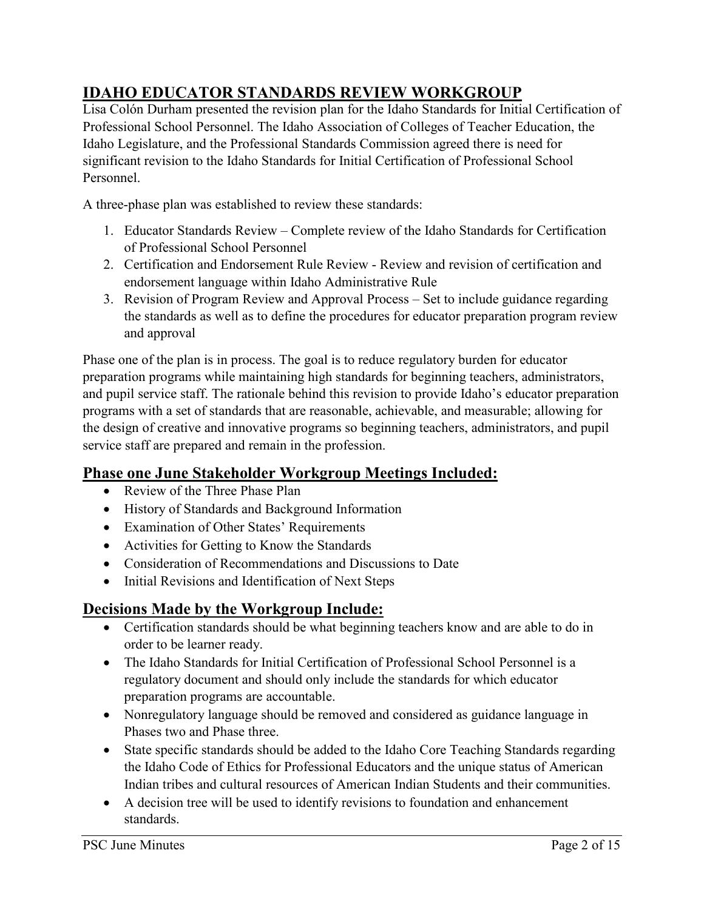## IDAHO EDUCATOR STANDARDS REVIEW WORKGROUP

Lisa Colón Durham presented the revision plan for the Idaho Standards for Initial Certification of Professional School Personnel. The Idaho Association of Colleges of Teacher Education, the Idaho Legislature, and the Professional Standards Commission agreed there is need for significant revision to the Idaho Standards for Initial Certification of Professional School Personnel.

A three-phase plan was established to review these standards:

1. Educator Standards Review – Complete review of the Idaho Standards for Certification of Professional School Personnel
2. Certification and Endorsement Rule Review - Review and revision of certification and endorsement language within Idaho Administrative Rule
3. Revision of Program Review and Approval Process – Set to include guidance regarding the standards as well as to define the procedures for educator preparation program review and approval

Phase one of the plan is in process. The goal is to reduce regulatory burden for educator preparation programs while maintaining high standards for beginning teachers, administrators, and pupil service staff. The rationale behind this revision to provide Idaho's educator preparation programs with a set of standards that are reasonable, achievable, and measurable; allowing for the design of creative and innovative programs so beginning teachers, administrators, and pupil service staff are prepared and remain in the profession.

## Phase one June Stakeholder Workgroup Meetings Included:

- Review of the Three Phase Plan
- History of Standards and Background Information
- Examination of Other States' Requirements
- Activities for Getting to Know the Standards
- Consideration of Recommendations and Discussions to Date
- Initial Revisions and Identification of Next Steps

## Decisions Made by the Workgroup Include:

- Certification standards should be what beginning teachers know and are able to do in order to be learner ready.
- The Idaho Standards for Initial Certification of Professional School Personnel is a regulatory document and should only include the standards for which educator preparation programs are accountable.
- Nonregulatory language should be removed and considered as guidance language in Phases two and Phase three.
- State specific standards should be added to the Idaho Core Teaching Standards regarding the Idaho Code of Ethics for Professional Educators and the unique status of American Indian tribes and cultural resources of American Indian Students and their communities.
- A decision tree will be used to identify revisions to foundation and enhancement standards.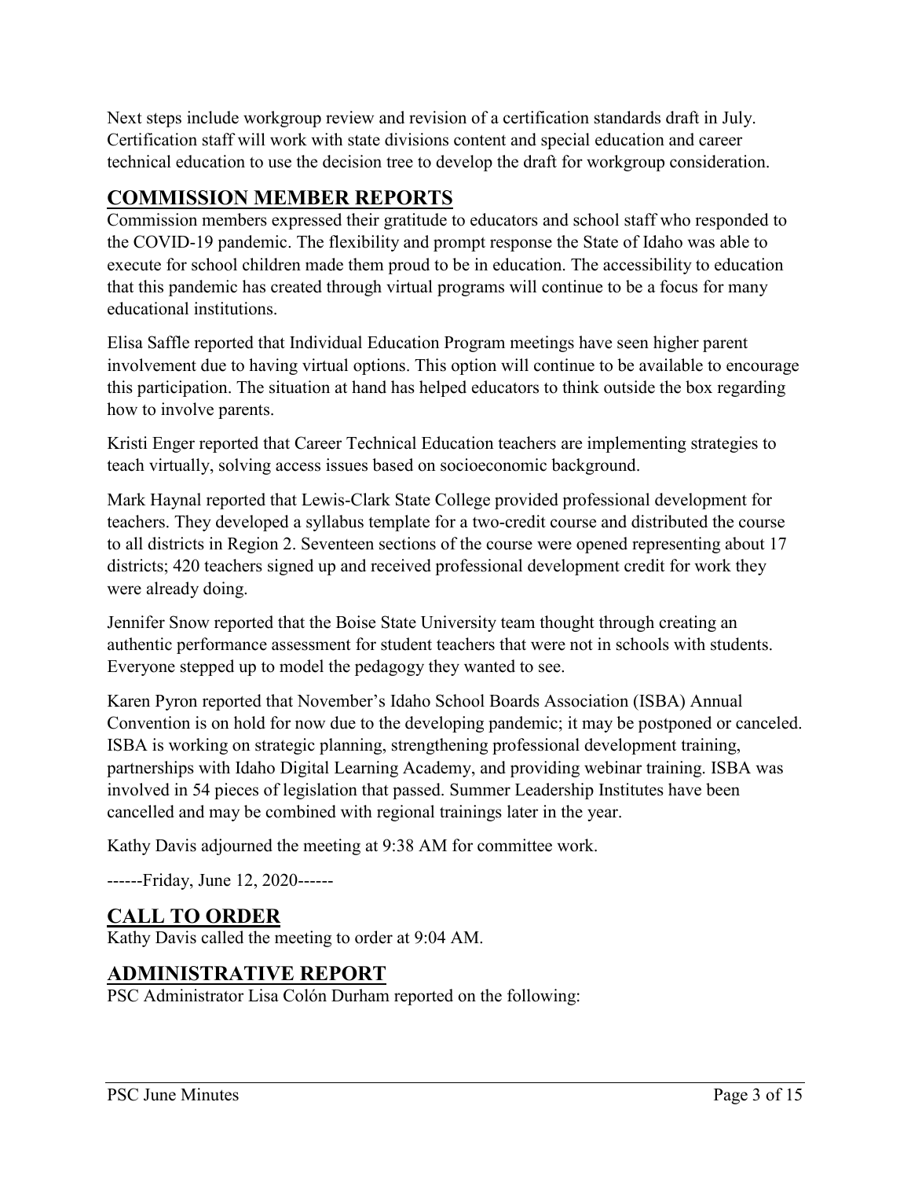Next steps include workgroup review and revision of a certification standards draft in July. Certification staff will work with state divisions content and special education and career technical education to use the decision tree to develop the draft for workgroup consideration.

## COMMISSION MEMBER REPORTS

Commission members expressed their gratitude to educators and school staff who responded to the COVID-19 pandemic. The flexibility and prompt response the State of Idaho was able to execute for school children made them proud to be in education. The accessibility to education that this pandemic has created through virtual programs will continue to be a focus for many educational institutions.

Elisa Saffle reported that Individual Education Program meetings have seen higher parent involvement due to having virtual options. This option will continue to be available to encourage this participation. The situation at hand has helped educators to think outside the box regarding how to involve parents.

Kristi Enger reported that Career Technical Education teachers are implementing strategies to teach virtually, solving access issues based on socioeconomic background.

Mark Haynal reported that Lewis-Clark State College provided professional development for teachers. They developed a syllabus template for a two-credit course and distributed the course to all districts in Region 2. Seventeen sections of the course were opened representing about 17 districts; 420 teachers signed up and received professional development credit for work they were already doing.

Jennifer Snow reported that the Boise State University team thought through creating an authentic performance assessment for student teachers that were not in schools with students. Everyone stepped up to model the pedagogy they wanted to see.

Karen Pyron reported that November's Idaho School Boards Association (ISBA) Annual Convention is on hold for now due to the developing pandemic; it may be postponed or canceled. ISBA is working on strategic planning, strengthening professional development training, partnerships with Idaho Digital Learning Academy, and providing webinar training. ISBA was involved in 54 pieces of legislation that passed. Summer Leadership Institutes have been cancelled and may be combined with regional trainings later in the year.

Kathy Davis adjourned the meeting at 9:38 AM for committee work.

------Friday, June 12, 2020------

## CALL TO ORDER

Kathy Davis called the meeting to order at 9:04 AM.

## ADMINISTRATIVE REPORT

PSC Administrator Lisa Colón Durham reported on the following: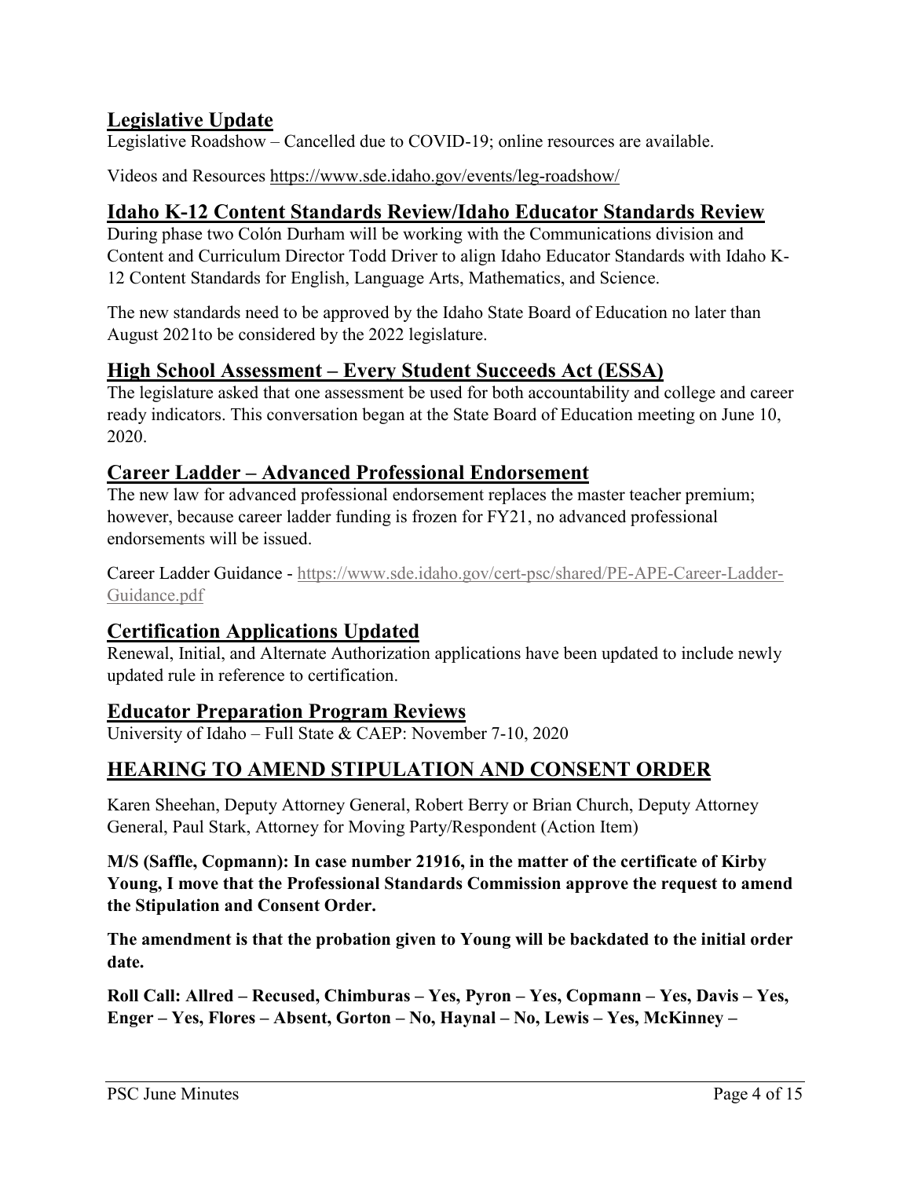## Legislative Update

Legislative Roadshow – Cancelled due to COVID-19; online resources are available.

Videos and Resources https://www.sde.idaho.gov/events/leg-roadshow/

## Idaho K-12 Content Standards Review/Idaho Educator Standards Review

During phase two Colón Durham will be working with the Communications division and Content and Curriculum Director Todd Driver to align Idaho Educator Standards with Idaho K-12 Content Standards for English, Language Arts, Mathematics, and Science.

The new standards need to be approved by the Idaho State Board of Education no later than August 2021to be considered by the 2022 legislature.

## High School Assessment – Every Student Succeeds Act (ESSA)

The legislature asked that one assessment be used for both accountability and college and career ready indicators. This conversation began at the State Board of Education meeting on June 10, 2020.

## Career Ladder – Advanced Professional Endorsement

The new law for advanced professional endorsement replaces the master teacher premium; however, because career ladder funding is frozen for FY21, no advanced professional endorsements will be issued.

Career Ladder Guidance - https://www.sde.idaho.gov/cert-psc/shared/PE-APE-Career-Ladder-Guidance.pdf

## Certification Applications Updated

Renewal, Initial, and Alternate Authorization applications have been updated to include newly updated rule in reference to certification.

## Educator Preparation Program Reviews

University of Idaho – Full State & CAEP: November 7-10, 2020

# HEARING TO AMEND STIPULATION AND CONSENT ORDER

Karen Sheehan, Deputy Attorney General, Robert Berry or Brian Church, Deputy Attorney General, Paul Stark, Attorney for Moving Party/Respondent (Action Item)

**M/S (Saffle, Copmann): In case number 21916, in the matter of the certificate of Kirby Young, I move that the Professional Standards Commission approve the request to amend the Stipulation and Consent Order.**

**The amendment is that the probation given to Young will be backdated to the initial order date.**

**Roll Call: Allred – Recused, Chimburas – Yes, Pyron – Yes, Copmann – Yes, Davis – Yes, Enger – Yes, Flores – Absent, Gorton – No, Haynal – No, Lewis – Yes, McKinney –**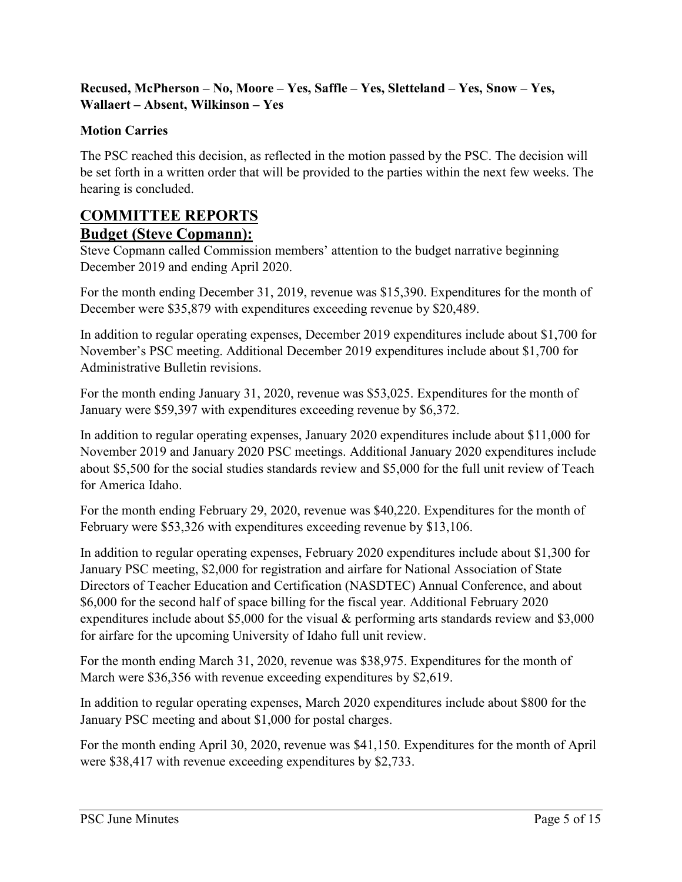**Recused, McPherson – No, Moore – Yes, Saffle – Yes, Sletteland – Yes, Snow – Yes, Wallaert – Absent, Wilkinson – Yes**

**Motion Carries**

The PSC reached this decision, as reflected in the motion passed by the PSC. The decision will be set forth in a written order that will be provided to the parties within the next few weeks. The hearing is concluded.

# COMMITTEE REPORTS

## Budget (Steve Copmann):

Steve Copmann called Commission members' attention to the budget narrative beginning December 2019 and ending April 2020.

For the month ending December 31, 2019, revenue was $15,390. Expenditures for the month of December were $35,879 with expenditures exceeding revenue by $20,489.

In addition to regular operating expenses, December 2019 expenditures include about $1,700 for November's PSC meeting. Additional December 2019 expenditures include about $1,700 for Administrative Bulletin revisions.

For the month ending January 31, 2020, revenue was $53,025. Expenditures for the month of January were $59,397 with expenditures exceeding revenue by $6,372.

In addition to regular operating expenses, January 2020 expenditures include about $11,000 for November 2019 and January 2020 PSC meetings. Additional January 2020 expenditures include about $5,500 for the social studies standards review and $5,000 for the full unit review of Teach for America Idaho.

For the month ending February 29, 2020, revenue was $40,220. Expenditures for the month of February were $53,326 with expenditures exceeding revenue by $13,106.

In addition to regular operating expenses, February 2020 expenditures include about $1,300 for January PSC meeting, $2,000 for registration and airfare for National Association of State Directors of Teacher Education and Certification (NASDTEC) Annual Conference, and about $6,000 for the second half of space billing for the fiscal year. Additional February 2020 expenditures include about $5,000 for the visual & performing arts standards review and $3,000 for airfare for the upcoming University of Idaho full unit review.

For the month ending March 31, 2020, revenue was $38,975. Expenditures for the month of March were $36,356 with revenue exceeding expenditures by $2,619.

In addition to regular operating expenses, March 2020 expenditures include about $800 for the January PSC meeting and about $1,000 for postal charges.

For the month ending April 30, 2020, revenue was $41,150. Expenditures for the month of April were $38,417 with revenue exceeding expenditures by $2,733.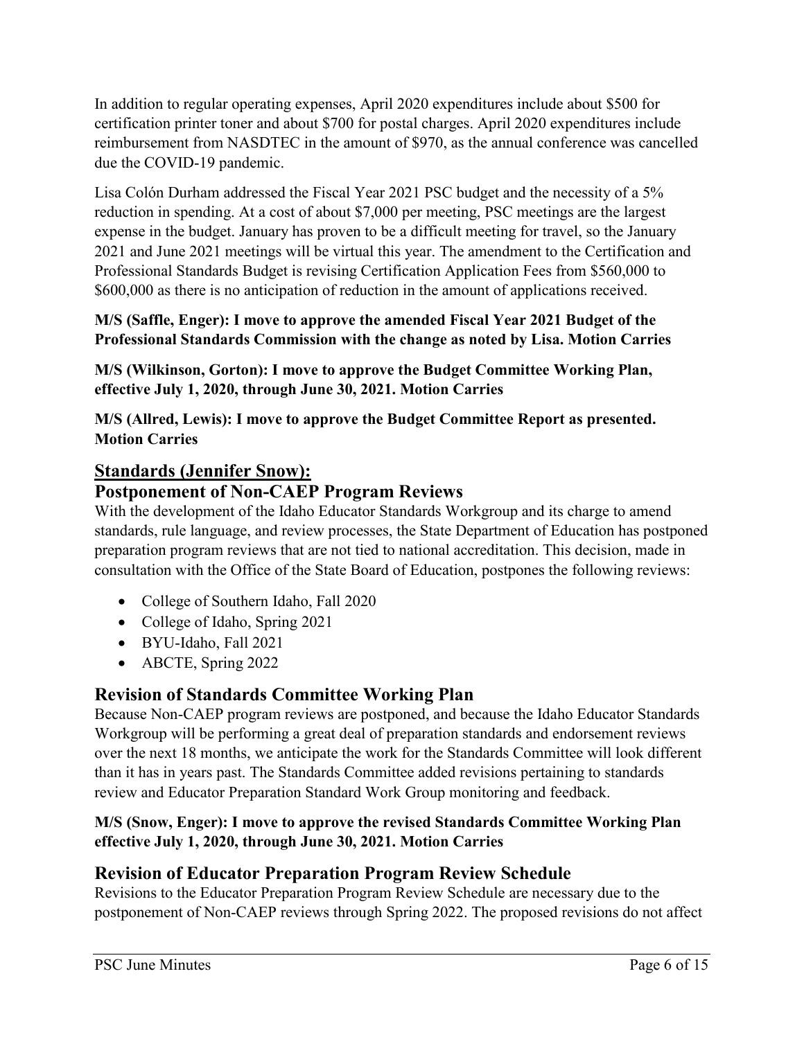In addition to regular operating expenses, April 2020 expenditures include about $500 for certification printer toner and about $700 for postal charges. April 2020 expenditures include reimbursement from NASDTEC in the amount of $970, as the annual conference was cancelled due the COVID-19 pandemic.

Lisa Colón Durham addressed the Fiscal Year 2021 PSC budget and the necessity of a 5% reduction in spending. At a cost of about $7,000 per meeting, PSC meetings are the largest expense in the budget. January has proven to be a difficult meeting for travel, so the January 2021 and June 2021 meetings will be virtual this year. The amendment to the Certification and Professional Standards Budget is revising Certification Application Fees from $560,000 to $600,000 as there is no anticipation of reduction in the amount of applications received.

**M/S (Saffle, Enger): I move to approve the amended Fiscal Year 2021 Budget of the Professional Standards Commission with the change as noted by Lisa. Motion Carries**

**M/S (Wilkinson, Gorton): I move to approve the Budget Committee Working Plan, effective July 1, 2020, through June 30, 2021. Motion Carries**

**M/S (Allred, Lewis): I move to approve the Budget Committee Report as presented. Motion Carries**

## Standards (Jennifer Snow):

## Postponement of Non-CAEP Program Reviews

With the development of the Idaho Educator Standards Workgroup and its charge to amend standards, rule language, and review processes, the State Department of Education has postponed preparation program reviews that are not tied to national accreditation. This decision, made in consultation with the Office of the State Board of Education, postpones the following reviews:

- College of Southern Idaho, Fall 2020
- College of Idaho, Spring 2021
- BYU-Idaho, Fall 2021
- ABCTE, Spring 2022

## Revision of Standards Committee Working Plan

Because Non-CAEP program reviews are postponed, and because the Idaho Educator Standards Workgroup will be performing a great deal of preparation standards and endorsement reviews over the next 18 months, we anticipate the work for the Standards Committee will look different than it has in years past. The Standards Committee added revisions pertaining to standards review and Educator Preparation Standard Work Group monitoring and feedback.

**M/S (Snow, Enger): I move to approve the revised Standards Committee Working Plan effective July 1, 2020, through June 30, 2021. Motion Carries**

## Revision of Educator Preparation Program Review Schedule

Revisions to the Educator Preparation Program Review Schedule are necessary due to the postponement of Non-CAEP reviews through Spring 2022. The proposed revisions do not affect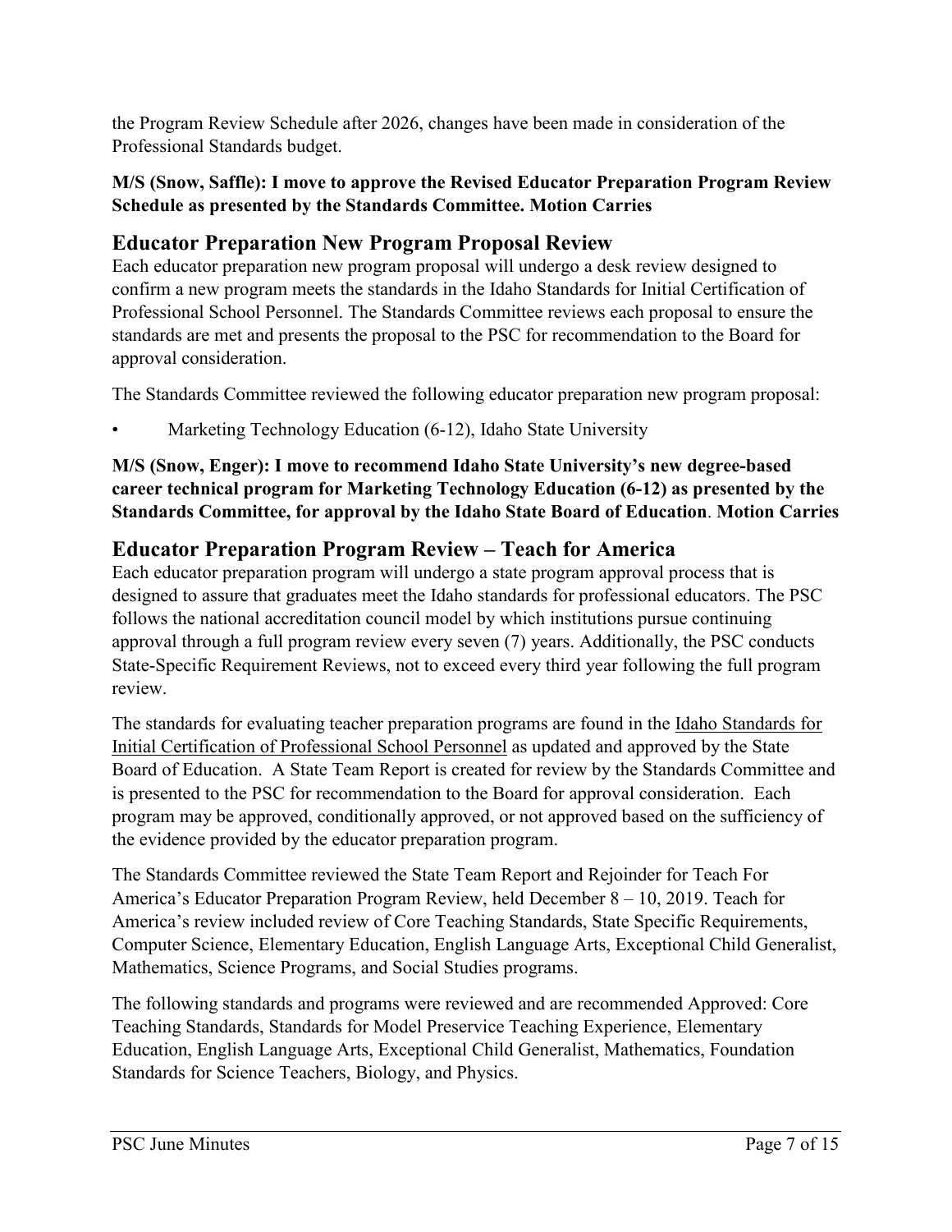the Program Review Schedule after 2026, changes have been made in consideration of the Professional Standards budget.

**M/S (Snow, Saffle): I move to approve the Revised Educator Preparation Program Review Schedule as presented by the Standards Committee. Motion Carries**

## Educator Preparation New Program Proposal Review

Each educator preparation new program proposal will undergo a desk review designed to confirm a new program meets the standards in the Idaho Standards for Initial Certification of Professional School Personnel. The Standards Committee reviews each proposal to ensure the standards are met and presents the proposal to the PSC for recommendation to the Board for approval consideration.

The Standards Committee reviewed the following educator preparation new program proposal:

- Marketing Technology Education (6-12), Idaho State University

**M/S (Snow, Enger): I move to recommend Idaho State University's new degree-based career technical program for Marketing Technology Education (6-12) as presented by the Standards Committee, for approval by the Idaho State Board of Education**. **Motion Carries**

## Educator Preparation Program Review – Teach for America

Each educator preparation program will undergo a state program approval process that is designed to assure that graduates meet the Idaho standards for professional educators. The PSC follows the national accreditation council model by which institutions pursue continuing approval through a full program review every seven (7) years. Additionally, the PSC conducts State-Specific Requirement Reviews, not to exceed every third year following the full program review.

The standards for evaluating teacher preparation programs are found in the Idaho Standards for Initial Certification of Professional School Personnel as updated and approved by the State Board of Education. A State Team Report is created for review by the Standards Committee and is presented to the PSC for recommendation to the Board for approval consideration. Each program may be approved, conditionally approved, or not approved based on the sufficiency of the evidence provided by the educator preparation program.

The Standards Committee reviewed the State Team Report and Rejoinder for Teach For America's Educator Preparation Program Review, held December 8 – 10, 2019. Teach for America's review included review of Core Teaching Standards, State Specific Requirements, Computer Science, Elementary Education, English Language Arts, Exceptional Child Generalist, Mathematics, Science Programs, and Social Studies programs.

The following standards and programs were reviewed and are recommended Approved: Core Teaching Standards, Standards for Model Preservice Teaching Experience, Elementary Education, English Language Arts, Exceptional Child Generalist, Mathematics, Foundation Standards for Science Teachers, Biology, and Physics.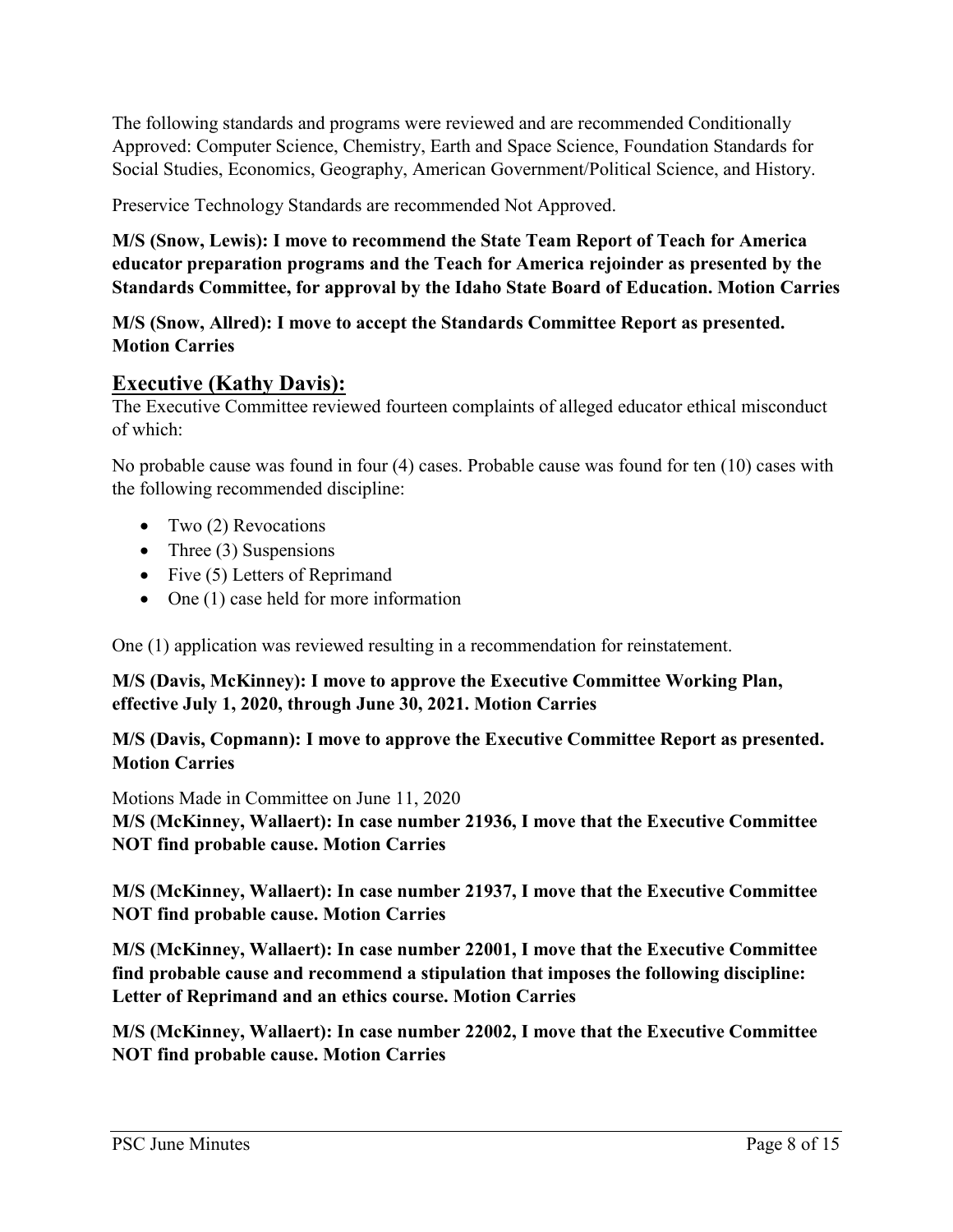The following standards and programs were reviewed and are recommended Conditionally Approved: Computer Science, Chemistry, Earth and Space Science, Foundation Standards for Social Studies, Economics, Geography, American Government/Political Science, and History.

Preservice Technology Standards are recommended Not Approved.

**M/S (Snow, Lewis): I move to recommend the State Team Report of Teach for America educator preparation programs and the Teach for America rejoinder as presented by the Standards Committee, for approval by the Idaho State Board of Education. Motion Carries**

**M/S (Snow, Allred): I move to accept the Standards Committee Report as presented. Motion Carries**

## Executive (Kathy Davis):

The Executive Committee reviewed fourteen complaints of alleged educator ethical misconduct of which:

No probable cause was found in four (4) cases. Probable cause was found for ten (10) cases with the following recommended discipline:

- Two (2) Revocations
- Three (3) Suspensions
- Five (5) Letters of Reprimand
- One (1) case held for more information

One (1) application was reviewed resulting in a recommendation for reinstatement.

**M/S (Davis, McKinney): I move to approve the Executive Committee Working Plan, effective July 1, 2020, through June 30, 2021. Motion Carries**

**M/S (Davis, Copmann): I move to approve the Executive Committee Report as presented. Motion Carries**

Motions Made in Committee on June 11, 2020

**M/S (McKinney, Wallaert): In case number 21936, I move that the Executive Committee NOT find probable cause. Motion Carries**

**M/S (McKinney, Wallaert): In case number 21937, I move that the Executive Committee NOT find probable cause. Motion Carries**

**M/S (McKinney, Wallaert): In case number 22001, I move that the Executive Committee find probable cause and recommend a stipulation that imposes the following discipline: Letter of Reprimand and an ethics course. Motion Carries**

**M/S (McKinney, Wallaert): In case number 22002, I move that the Executive Committee NOT find probable cause. Motion Carries**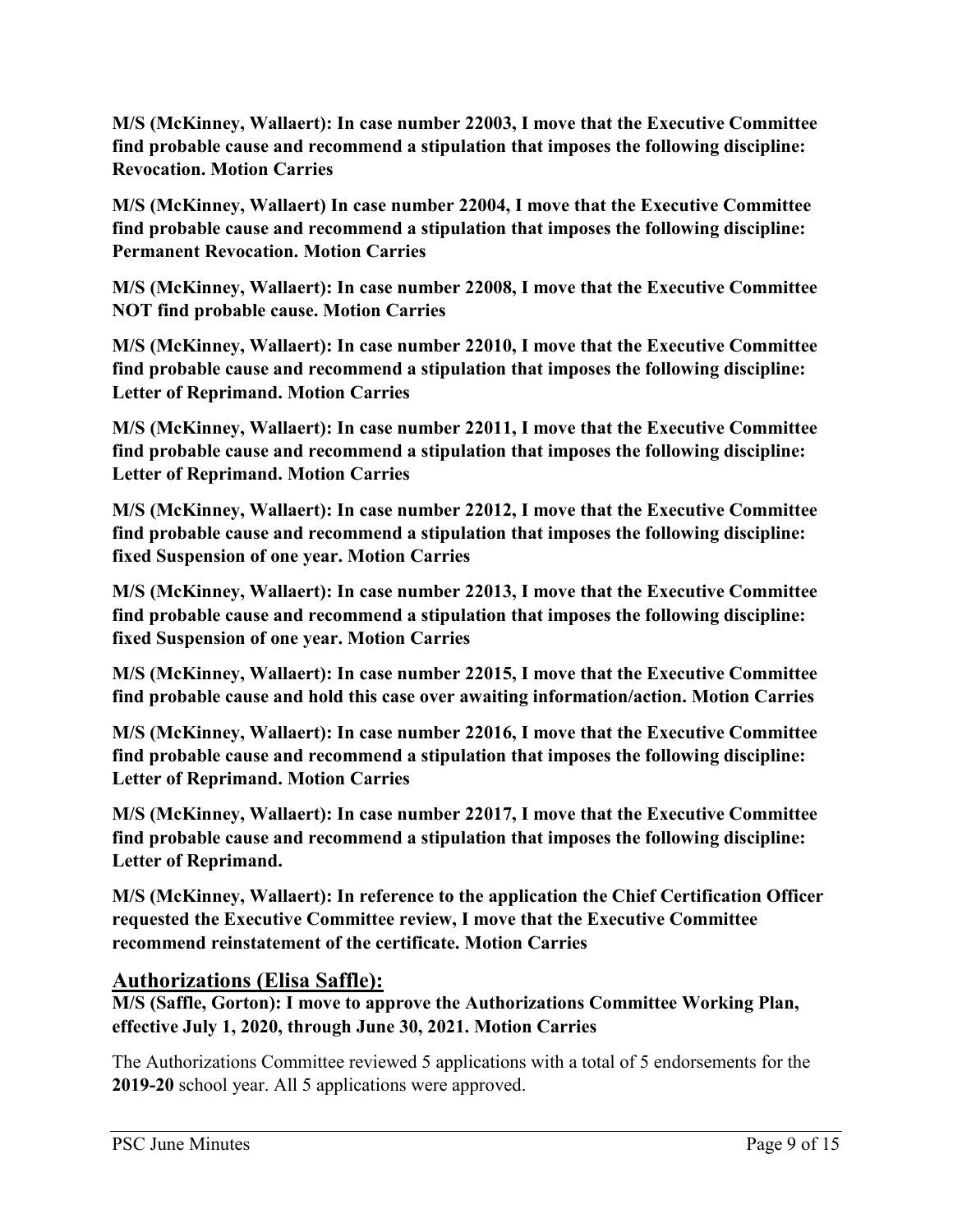**M/S (McKinney, Wallaert): In case number 22003, I move that the Executive Committee find probable cause and recommend a stipulation that imposes the following discipline: Revocation. Motion Carries**

**M/S (McKinney, Wallaert) In case number 22004, I move that the Executive Committee find probable cause and recommend a stipulation that imposes the following discipline: Permanent Revocation. Motion Carries**

**M/S (McKinney, Wallaert): In case number 22008, I move that the Executive Committee NOT find probable cause. Motion Carries**

**M/S (McKinney, Wallaert): In case number 22010, I move that the Executive Committee find probable cause and recommend a stipulation that imposes the following discipline: Letter of Reprimand. Motion Carries**

**M/S (McKinney, Wallaert): In case number 22011, I move that the Executive Committee find probable cause and recommend a stipulation that imposes the following discipline: Letter of Reprimand. Motion Carries**

**M/S (McKinney, Wallaert): In case number 22012, I move that the Executive Committee find probable cause and recommend a stipulation that imposes the following discipline: fixed Suspension of one year. Motion Carries**

**M/S (McKinney, Wallaert): In case number 22013, I move that the Executive Committee find probable cause and recommend a stipulation that imposes the following discipline: fixed Suspension of one year. Motion Carries**

**M/S (McKinney, Wallaert): In case number 22015, I move that the Executive Committee find probable cause and hold this case over awaiting information/action. Motion Carries**

**M/S (McKinney, Wallaert): In case number 22016, I move that the Executive Committee find probable cause and recommend a stipulation that imposes the following discipline: Letter of Reprimand. Motion Carries**

**M/S (McKinney, Wallaert): In case number 22017, I move that the Executive Committee find probable cause and recommend a stipulation that imposes the following discipline: Letter of Reprimand.**

**M/S (McKinney, Wallaert): In reference to the application the Chief Certification Officer requested the Executive Committee review, I move that the Executive Committee recommend reinstatement of the certificate. Motion Carries**

## Authorizations (Elisa Saffle):

**M/S (Saffle, Gorton): I move to approve the Authorizations Committee Working Plan, effective July 1, 2020, through June 30, 2021. Motion Carries**

The Authorizations Committee reviewed 5 applications with a total of 5 endorsements for the **2019-20** school year. All 5 applications were approved.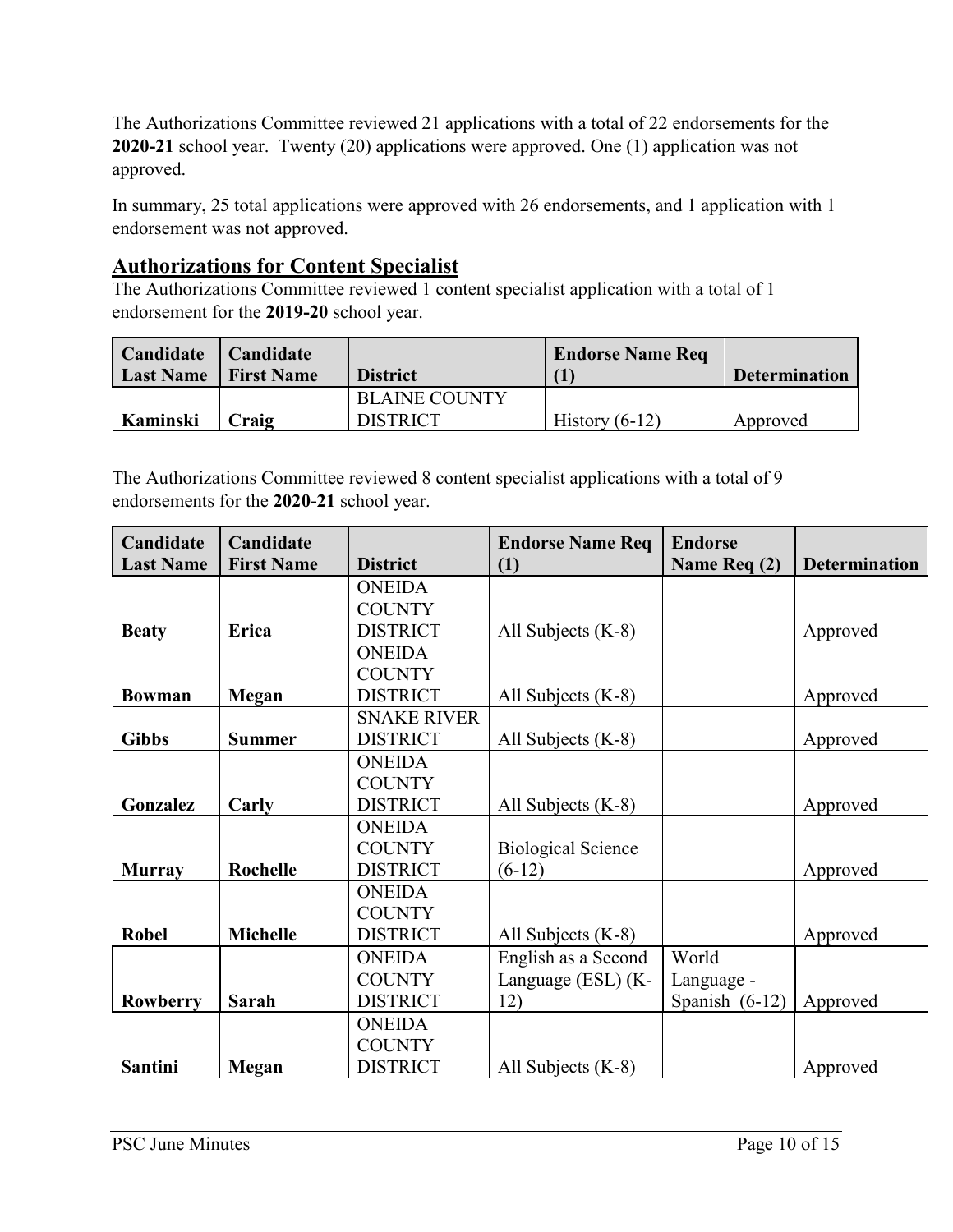The Authorizations Committee reviewed 21 applications with a total of 22 endorsements for the **2020-21** school year. Twenty (20) applications were approved. One (1) application was not approved.

In summary, 25 total applications were approved with 26 endorsements, and 1 application with 1 endorsement was not approved.

## Authorizations for Content Specialist

The Authorizations Committee reviewed 1 content specialist application with a total of 1 endorsement for the **2019-20** school year.

| Candidate Last Name | Candidate First Name | District | Endorse Name Req (1) | Determination |
|---|---|---|---|---|
| **Kaminski** | **Craig** | BLAINE COUNTY DISTRICT | History (6-12) | Approved |

The Authorizations Committee reviewed 8 content specialist applications with a total of 9 endorsements for the **2020-21** school year.

| Candidate Last Name | Candidate First Name | District | Endorse Name Req (1) | Endorse Name Req (2) | Determination |
|---|---|---|---|---|---|
| **Beaty** | **Erica** | ONEIDA COUNTY DISTRICT | All Subjects (K-8) | | Approved |
| **Bowman** | **Megan** | ONEIDA COUNTY DISTRICT | All Subjects (K-8) | | Approved |
| **Gibbs** | **Summer** | SNAKE RIVER DISTRICT | All Subjects (K-8) | | Approved |
| **Gonzalez** | **Carly** | ONEIDA COUNTY DISTRICT | All Subjects (K-8) | | Approved |
| **Murray** | **Rochelle** | ONEIDA COUNTY DISTRICT | Biological Science (6-12) | | Approved |
| **Robel** | **Michelle** | ONEIDA COUNTY DISTRICT | All Subjects (K-8) | | Approved |
| **Rowberry** | **Sarah** | ONEIDA COUNTY DISTRICT | English as a Second Language (ESL) (K-12) | World Language - Spanish (6-12) | Approved |
| **Santini** | **Megan** | ONEIDA COUNTY DISTRICT | All Subjects (K-8) | | Approved |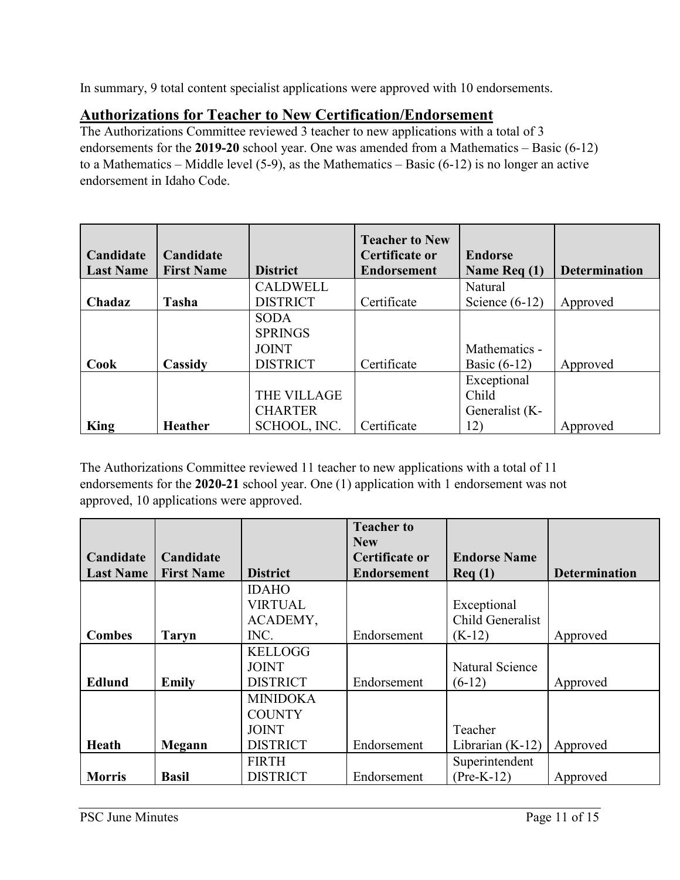In summary, 9 total content specialist applications were approved with 10 endorsements.

## Authorizations for Teacher to New Certification/Endorsement

The Authorizations Committee reviewed 3 teacher to new applications with a total of 3 endorsements for the **2019-20** school year. One was amended from a Mathematics – Basic (6-12) to a Mathematics – Middle level (5-9), as the Mathematics – Basic (6-12) is no longer an active endorsement in Idaho Code.

| Candidate Last Name | Candidate First Name | District | Teacher to New Certificate or Endorsement | Endorse Name Req (1) | Determination |
|---|---|---|---|---|---|
| **Chadaz** | **Tasha** | CALDWELL DISTRICT | Certificate | Natural Science (6-12) | Approved |
| **Cook** | **Cassidy** | SODA SPRINGS JOINT DISTRICT | Certificate | Mathematics - Basic (6-12) | Approved |
| **King** | **Heather** | THE VILLAGE CHARTER SCHOOL, INC. | Certificate | Exceptional Child Generalist (K-12) | Approved |

The Authorizations Committee reviewed 11 teacher to new applications with a total of 11 endorsements for the **2020-21** school year. One (1) application with 1 endorsement was not approved, 10 applications were approved.

| Candidate Last Name | Candidate First Name | District | Teacher to New Certificate or Endorsement | Endorse Name Req (1) | Determination |
|---|---|---|---|---|---|
| **Combes** | **Taryn** | IDAHO VIRTUAL ACADEMY, INC. | Endorsement | Exceptional Child Generalist (K-12) | Approved |
| **Edlund** | **Emily** | KELLOGG JOINT DISTRICT | Endorsement | Natural Science (6-12) | Approved |
| **Heath** | **Megann** | MINIDOKA COUNTY JOINT DISTRICT | Endorsement | Teacher Librarian (K-12) | Approved |
| **Morris** | **Basil** | FIRTH DISTRICT | Endorsement | Superintendent (Pre-K-12) | Approved |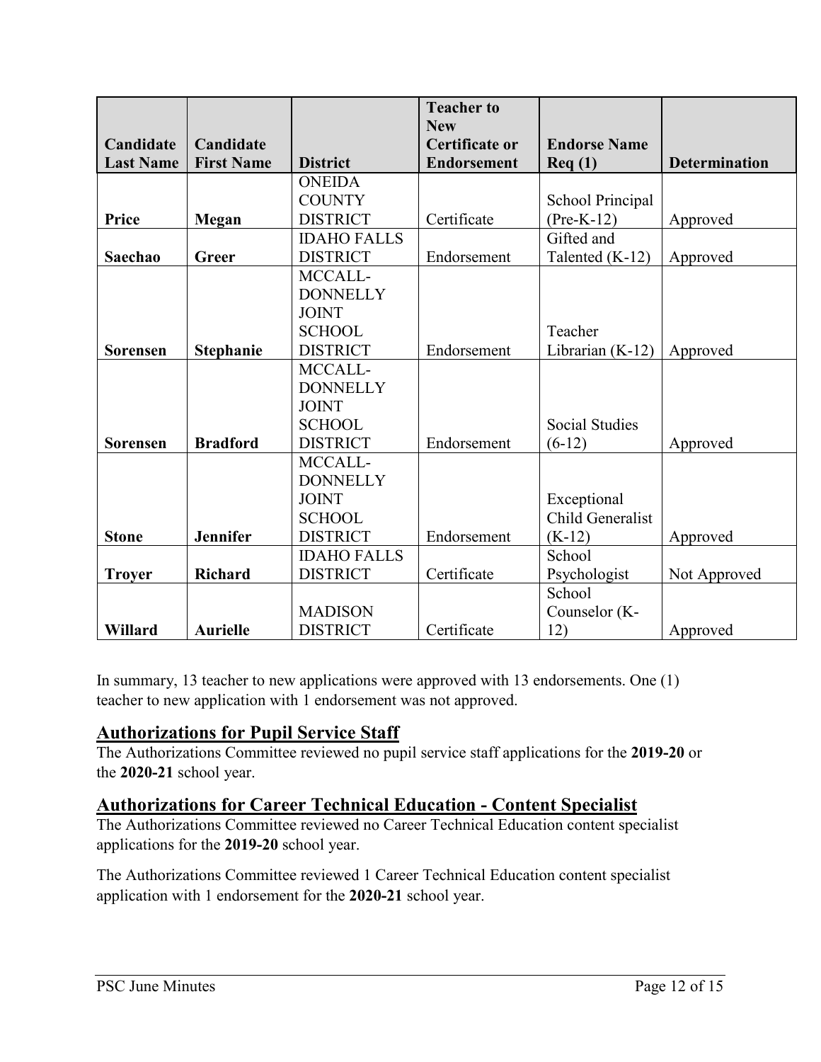| Candidate Last Name | Candidate First Name | District | Teacher to New Certificate or Endorsement | Endorse Name Req (1) | Determination |
|---|---|---|---|---|---|
| **Price** | **Megan** | ONEIDA COUNTY DISTRICT | Certificate | School Principal (Pre-K-12) | Approved |
| **Saechao** | **Greer** | IDAHO FALLS DISTRICT | Endorsement | Gifted and Talented (K-12) | Approved |
| **Sorensen** | **Stephanie** | MCCALL-DONNELLY JOINT SCHOOL DISTRICT | Endorsement | Teacher Librarian (K-12) | Approved |
| **Sorensen** | **Bradford** | MCCALL-DONNELLY JOINT SCHOOL DISTRICT | Endorsement | Social Studies (6-12) | Approved |
| **Stone** | **Jennifer** | MCCALL-DONNELLY JOINT SCHOOL DISTRICT | Endorsement | Exceptional Child Generalist (K-12) | Approved |
| **Troyer** | **Richard** | IDAHO FALLS DISTRICT | Certificate | School Psychologist | Not Approved |
| **Willard** | **Aurielle** | MADISON DISTRICT | Certificate | School Counselor (K-12) | Approved |

In summary, 13 teacher to new applications were approved with 13 endorsements. One (1) teacher to new application with 1 endorsement was not approved.

## Authorizations for Pupil Service Staff

The Authorizations Committee reviewed no pupil service staff applications for the **2019-20** or the **2020-21** school year.

## Authorizations for Career Technical Education - Content Specialist

The Authorizations Committee reviewed no Career Technical Education content specialist applications for the **2019-20** school year.

The Authorizations Committee reviewed 1 Career Technical Education content specialist application with 1 endorsement for the **2020-21** school year.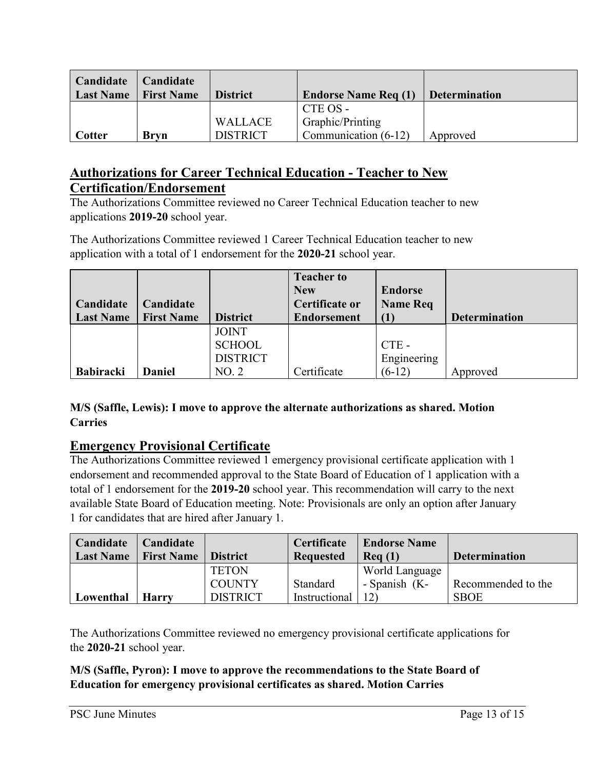| Candidate Last Name | Candidate First Name | District | Endorse Name Req (1) | Determination |
| --- | --- | --- | --- | --- |
| **Cotter** | **Bryn** | WALLACE DISTRICT | CTE OS - Graphic/Printing Communication (6-12) | Approved |

## Authorizations for Career Technical Education - Teacher to New Certification/Endorsement

The Authorizations Committee reviewed no Career Technical Education teacher to new applications **2019-20** school year.

The Authorizations Committee reviewed 1 Career Technical Education teacher to new application with a total of 1 endorsement for the **2020-21** school year.

| Candidate Last Name | Candidate First Name | District | Teacher to New Certificate or Endorsement | Endorse Name Req (1) | Determination |
| --- | --- | --- | --- | --- | --- |
| **Babiracki** | **Daniel** | JOINT SCHOOL DISTRICT NO. 2 | Certificate | CTE - Engineering (6-12) | Approved |

**M/S (Saffle, Lewis): I move to approve the alternate authorizations as shared. Motion Carries**

## Emergency Provisional Certificate

The Authorizations Committee reviewed 1 emergency provisional certificate application with 1 endorsement and recommended approval to the State Board of Education of 1 application with a total of 1 endorsement for the **2019-20** school year. This recommendation will carry to the next available State Board of Education meeting. Note: Provisionals are only an option after January 1 for candidates that are hired after January 1.

| Candidate Last Name | Candidate First Name | District | Certificate Requested | Endorse Name Req (1) | Determination |
| --- | --- | --- | --- | --- | --- |
| **Lowenthal** | **Harry** | TETON COUNTY DISTRICT | Standard Instructional | World Language - Spanish (K-12) | Recommended to the SBOE |

The Authorizations Committee reviewed no emergency provisional certificate applications for the **2020-21** school year.

**M/S (Saffle, Pyron): I move to approve the recommendations to the State Board of Education for emergency provisional certificates as shared. Motion Carries**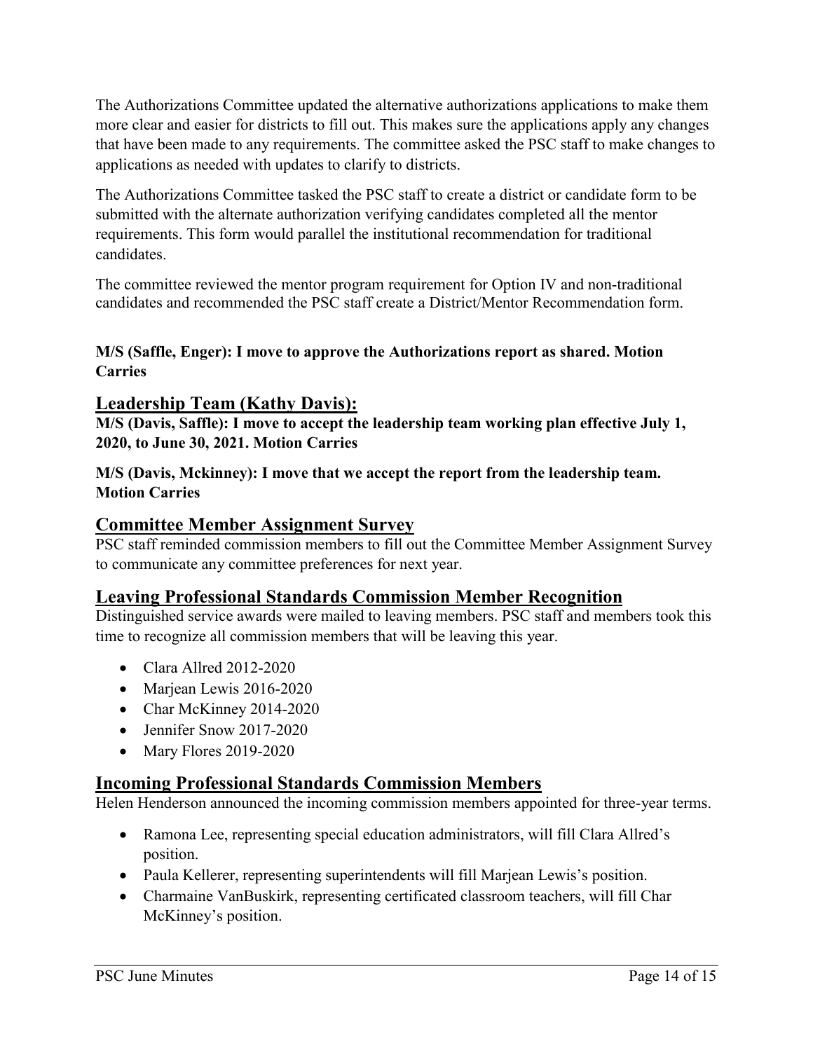The Authorizations Committee updated the alternative authorizations applications to make them more clear and easier for districts to fill out. This makes sure the applications apply any changes that have been made to any requirements. The committee asked the PSC staff to make changes to applications as needed with updates to clarify to districts.

The Authorizations Committee tasked the PSC staff to create a district or candidate form to be submitted with the alternate authorization verifying candidates completed all the mentor requirements. This form would parallel the institutional recommendation for traditional candidates.

The committee reviewed the mentor program requirement for Option IV and non-traditional candidates and recommended the PSC staff create a District/Mentor Recommendation form.

**M/S (Saffle, Enger): I move to approve the Authorizations report as shared. Motion Carries**

## Leadership Team (Kathy Davis):

**M/S (Davis, Saffle): I move to accept the leadership team working plan effective July 1, 2020, to June 30, 2021. Motion Carries**

**M/S (Davis, Mckinney): I move that we accept the report from the leadership team. Motion Carries**

## Committee Member Assignment Survey

PSC staff reminded commission members to fill out the Committee Member Assignment Survey to communicate any committee preferences for next year.

## Leaving Professional Standards Commission Member Recognition

Distinguished service awards were mailed to leaving members. PSC staff and members took this time to recognize all commission members that will be leaving this year.

- Clara Allred 2012-2020
- Marjean Lewis 2016-2020
- Char McKinney 2014-2020
- Jennifer Snow 2017-2020
- Mary Flores 2019-2020

## Incoming Professional Standards Commission Members

Helen Henderson announced the incoming commission members appointed for three-year terms.

- Ramona Lee, representing special education administrators, will fill Clara Allred's position.
- Paula Kellerer, representing superintendents will fill Marjean Lewis's position.
- Charmaine VanBuskirk, representing certificated classroom teachers, will fill Char McKinney's position.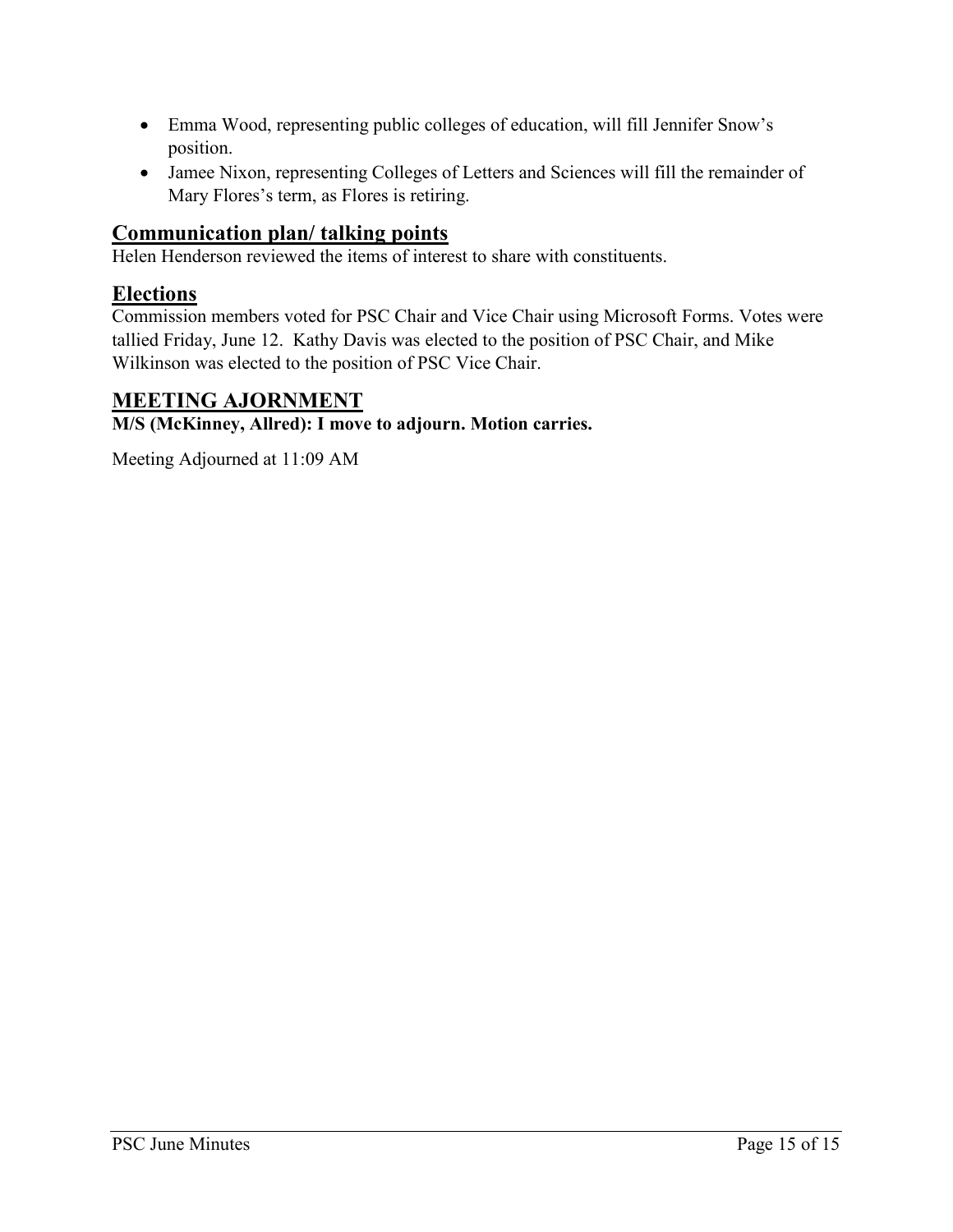- Emma Wood, representing public colleges of education, will fill Jennifer Snow's position.
- Jamee Nixon, representing Colleges of Letters and Sciences will fill the remainder of Mary Flores's term, as Flores is retiring.

## Communication plan/ talking points

Helen Henderson reviewed the items of interest to share with constituents.

## Elections

Commission members voted for PSC Chair and Vice Chair using Microsoft Forms. Votes were tallied Friday, June 12. Kathy Davis was elected to the position of PSC Chair, and Mike Wilkinson was elected to the position of PSC Vice Chair.

## MEETING AJORNMENT

**M/S (McKinney, Allred): I move to adjourn. Motion carries.**

Meeting Adjourned at 11:09 AM